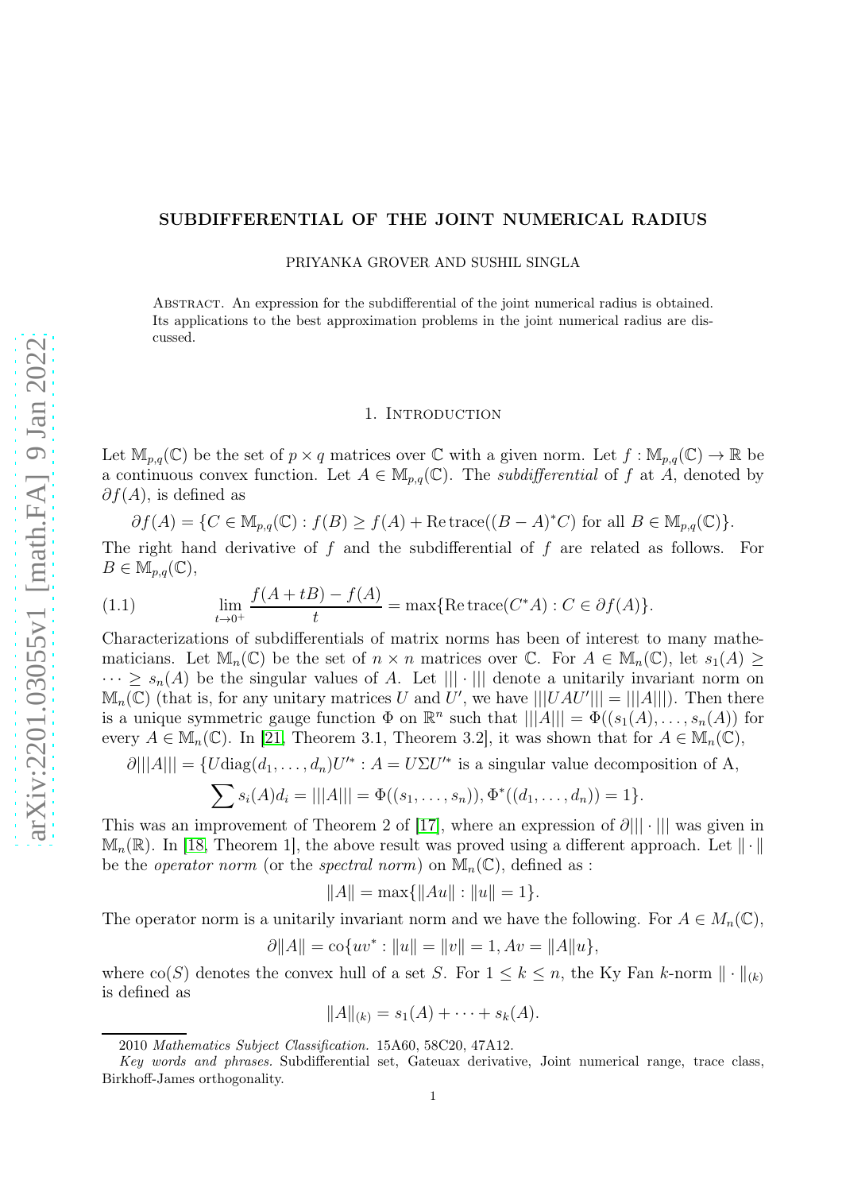# SUBDIFFERENTIAL OF THE JOINT NUMERICAL RADIUS

PRIYANKA GROVER AND SUSHIL SINGLA

Abstract. An expression for the subdifferential of the joint numerical radius is obtained. Its applications to the best approximation problems in the joint numerical radius are discussed.

## 1. Introduction

Let $\mathbb{M}_{p,q}(\mathbb{C})$ be the set of $p \times q$ matrices over $\mathbb{C}$ with a given norm. Let $f : \mathbb{M}_{p,q}(\mathbb{C}) \to \mathbb{R}$ be a continuous convex function. Let $A \in \mathbb{M}_{p,q}(\mathbb{C})$. The *subdifferential* of $f$ at $A$, denoted by $\partial f(A)$, is defined as

$$\partial f(A) = \{C \in \mathbb{M}_{p,q}(\mathbb{C}) : f(B) \geq f(A) + \operatorname{Re}\operatorname{trace}((B - A)^* C) \text{ for all } B \in \mathbb{M}_{p,q}(\mathbb{C})\}.$$

The right hand derivative of $f$ and the subdifferential of $f$ are related as follows. For $B \in \mathbb{M}_{p,q}(\mathbb{C})$,

$$\lim_{t \to 0^+} \frac{f(A + tB) - f(A)}{t} = \max\{\operatorname{Re}\operatorname{trace}(C^* A) : C \in \partial f(A)\}. \tag{1.1}$$

Characterizations of subdifferentials of matrix norms has been of interest to many mathematicians. Let $\mathbb{M}_n(\mathbb{C})$ be the set of $n \times n$ matrices over $\mathbb{C}$. For $A \in \mathbb{M}_n(\mathbb{C})$, let $s_1(A) \geq \cdots \geq s_n(A)$ be the singular values of $A$. Let $|||\cdot|||$ denote a unitarily invariant norm on $\mathbb{M}_n(\mathbb{C})$ (that is, for any unitary matrices $U$ and $U'$, we have $|||UAU'||| = |||A|||$). Then there is a unique symmetric gauge function $\Phi$ on $\mathbb{R}^n$ such that $|||A||| = \Phi((s_1(A), \ldots, s_n(A)))$ for every $A \in \mathbb{M}_n(\mathbb{C})$. In [21, Theorem 3.1, Theorem 3.2], it was shown that for $A \in \mathbb{M}_n(\mathbb{C})$,

$$\partial|||A||| = \{U \operatorname{diag}(d_1, \ldots, d_n) U'^* : A = U\Sigma U'^* \text{ is a singular value decomposition of A},$$
$$\sum s_i(A) d_i = |||A||| = \Phi((s_1, \ldots, s_n)), \Phi^*((d_1, \ldots, d_n)) = 1\}.$$

This was an improvement of Theorem 2 of [17], where an expression of $\partial|||\cdot|||$ was given in $\mathbb{M}_n(\mathbb{R})$. In [18, Theorem 1], the above result was proved using a different approach. Let $\|\cdot\|$ be the *operator norm* (or the *spectral norm*) on $\mathbb{M}_n(\mathbb{C})$, defined as :

$$\|A\| = \max\{\|Au\| : \|u\| = 1\}.$$

The operator norm is a unitarily invariant norm and we have the following. For $A \in M_n(\mathbb{C})$,

$$\partial\|A\| = \operatorname{co}\{uv^* : \|u\| = \|v\| = 1, Av = \|A\|u\},$$

where $\operatorname{co}(S)$ denotes the convex hull of a set $S$. For $1 \leq k \leq n$, the Ky Fan $k$-norm $\|\cdot\|_{(k)}$ is defined as

$$\|A\|_{(k)} = s_1(A) + \cdots + s_k(A).$$

2010 *Mathematics Subject Classification.* 15A60, 58C20, 47A12.

*Key words and phrases.* Subdifferential set, Gateuax derivative, Joint numerical range, trace class, Birkhoff-James orthogonality.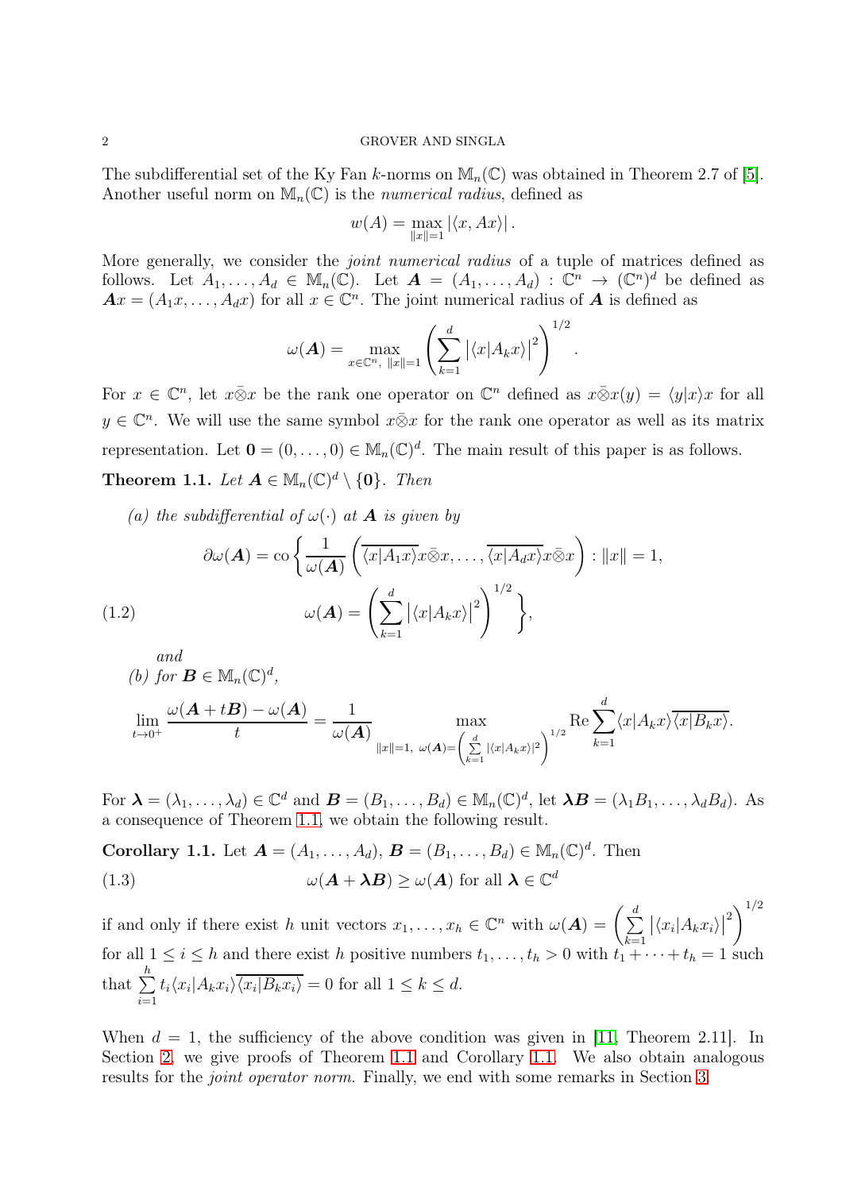The subdifferential set of the Ky Fan $k$-norms on $\mathbb{M}_n(\mathbb{C})$ was obtained in Theorem 2.7 of [5]. Another useful norm on $\mathbb{M}_n(\mathbb{C})$ is the *numerical radius*, defined as

$$w(A) = \max_{\|x\|=1} |\langle x, Ax\rangle| .$$

More generally, we consider the *joint numerical radius* of a tuple of matrices defined as follows. Let $A_1, \ldots, A_d \in \mathbb{M}_n(\mathbb{C})$. Let $\boldsymbol{A} = (A_1, \ldots, A_d) : \mathbb{C}^n \to (\mathbb{C}^n)^d$ be defined as $\boldsymbol{A}x = (A_1 x, \ldots, A_d x)$ for all $x \in \mathbb{C}^n$. The joint numerical radius of $\boldsymbol{A}$ is defined as

$$\omega(\boldsymbol{A}) = \max_{x\in\mathbb{C}^n,\ \|x\|=1} \left(\sum_{k=1}^{d} \left|\langle x|A_k x\rangle\right|^2\right)^{1/2} .$$

For $x \in \mathbb{C}^n$, let $x\bar{\otimes}x$ be the rank one operator on $\mathbb{C}^n$ defined as $x\bar{\otimes}x(y) = \langle y|x\rangle x$ for all $y \in \mathbb{C}^n$. We will use the same symbol $x\bar{\otimes}x$ for the rank one operator as well as its matrix representation. Let $\mathbf{0} = (0, \ldots, 0) \in \mathbb{M}_n(\mathbb{C})^d$. The main result of this paper is as follows.

**Theorem 1.1.** *Let $\boldsymbol{A} \in \mathbb{M}_n(\mathbb{C})^d \setminus \{\mathbf{0}\}$. Then*

*(a) the subdifferential of $\omega(\cdot)$ at $\boldsymbol{A}$ is given by*

$$\partial\omega(\boldsymbol{A}) = \operatorname{co}\Bigg\{ \frac{1}{\omega(\boldsymbol{A})}\left(\overline{\langle x|A_1x\rangle}x\bar{\otimes}x, \ldots, \overline{\langle x|A_dx\rangle}x\bar{\otimes}x\right) : \|x\| = 1,$$

$$\omega(\boldsymbol{A}) = \left(\sum_{k=1}^{d} \left|\langle x|A_k x\rangle\right|^2\right)^{1/2} \Bigg\}, \tag{1.2}$$

*and*

*(b) for $\boldsymbol{B} \in \mathbb{M}_n(\mathbb{C})^d$,*

$$\lim_{t\to 0^+} \frac{\omega(\boldsymbol{A} + t\boldsymbol{B}) - \omega(\boldsymbol{A})}{t} = \frac{1}{\omega(\boldsymbol{A})} \max_{\|x\|=1,\ \omega(\boldsymbol{A}) = \left(\sum\limits_{k=1}^{d} |\langle x|A_k x\rangle|^2\right)^{1/2}} \operatorname{Re}\sum_{k=1}^{d} \langle x|A_k x\rangle\overline{\langle x|B_k x\rangle}.$$

For $\boldsymbol{\lambda} = (\lambda_1, \ldots, \lambda_d) \in \mathbb{C}^d$ and $\boldsymbol{B} = (B_1, \ldots, B_d) \in \mathbb{M}_n(\mathbb{C})^d$, let $\boldsymbol{\lambda B} = (\lambda_1 B_1, \ldots, \lambda_d B_d)$. As a consequence of Theorem 1.1, we obtain the following result.

**Corollary 1.1.** Let $\boldsymbol{A} = (A_1, \ldots, A_d)$, $\boldsymbol{B} = (B_1, \ldots, B_d) \in \mathbb{M}_n(\mathbb{C})^d$. Then

$$\omega(\boldsymbol{A} + \boldsymbol{\lambda B}) \geq \omega(\boldsymbol{A}) \text{ for all } \boldsymbol{\lambda} \in \mathbb{C}^d \tag{1.3}$$

if and only if there exist $h$ unit vectors $x_1, \ldots, x_h \in \mathbb{C}^n$ with $\omega(\boldsymbol{A}) = \left(\sum\limits_{k=1}^{d} \left|\langle x_i|A_k x_i\rangle\right|^2\right)^{1/2}$ for all $1 \leq i \leq h$ and there exist $h$ positive numbers $t_1, \ldots, t_h > 0$ with $t_1 + \cdots + t_h = 1$ such that $\sum\limits_{i=1}^{h} t_i \langle x_i|A_k x_i\rangle\overline{\langle x_i|B_k x_i\rangle} = 0$ for all $1 \leq k \leq d$.

When $d = 1$, the sufficiency of the above condition was given in [11, Theorem 2.11]. In Section 2, we give proofs of Theorem 1.1 and Corollary 1.1. We also obtain analogous results for the *joint operator norm*. Finally, we end with some remarks in Section 3.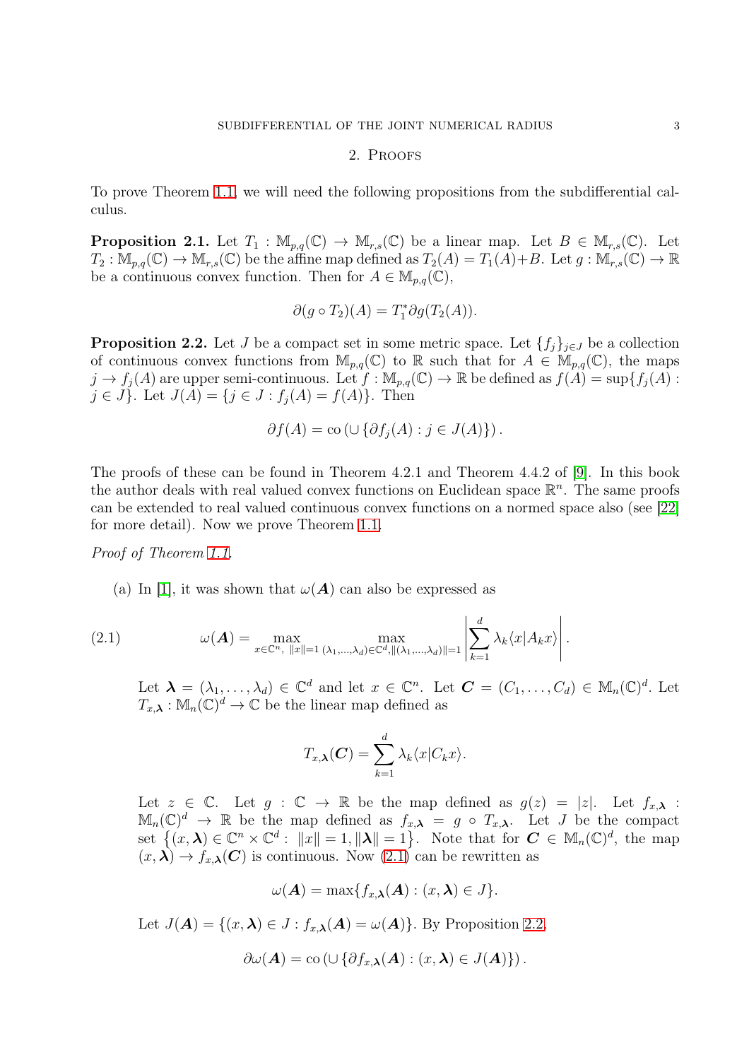## 2. Proofs

To prove Theorem 1.1, we will need the following propositions from the subdifferential calculus.

**Proposition 2.1.** Let $T_1 : \mathbb{M}_{p,q}(\mathbb{C}) \to \mathbb{M}_{r,s}(\mathbb{C})$ be a linear map. Let $B \in \mathbb{M}_{r,s}(\mathbb{C})$. Let $T_2 : \mathbb{M}_{p,q}(\mathbb{C}) \to \mathbb{M}_{r,s}(\mathbb{C})$ be the affine map defined as $T_2(A) = T_1(A)+B$. Let $g : \mathbb{M}_{r,s}(\mathbb{C}) \to \mathbb{R}$ be a continuous convex function. Then for $A \in \mathbb{M}_{p,q}(\mathbb{C})$,

$$\partial(g \circ T_2)(A) = T_1^* \partial g(T_2(A)).$$

**Proposition 2.2.** Let $J$ be a compact set in some metric space. Let $\{f_j\}_{j\in J}$ be a collection of continuous convex functions from $\mathbb{M}_{p,q}(\mathbb{C})$ to $\mathbb{R}$ such that for $A \in \mathbb{M}_{p,q}(\mathbb{C})$, the maps $j \to f_j(A)$ are upper semi-continuous. Let $f : \mathbb{M}_{p,q}(\mathbb{C}) \to \mathbb{R}$ be defined as $f(A) = \sup\{f_j(A) : j \in J\}$. Let $J(A) = \{j \in J : f_j(A) = f(A)\}$. Then

$$\partial f(A) = \operatorname{co}\left(\cup \{\partial f_j(A) : j \in J(A)\}\right).$$

The proofs of these can be found in Theorem 4.2.1 and Theorem 4.4.2 of [9]. In this book the author deals with real valued convex functions on Euclidean space $\mathbb{R}^n$. The same proofs can be extended to real valued continuous convex functions on a normed space also (see [22] for more detail). Now we prove Theorem 1.1.

*Proof of Theorem 1.1.*

(a) In [1], it was shown that $\omega(\boldsymbol{A})$ can also be expressed as

$$\omega(\boldsymbol{A}) = \max_{x\in\mathbb{C}^n,\ \|x\|=1} \ \max_{(\lambda_1,\ldots,\lambda_d)\in\mathbb{C}^d, \|(\lambda_1,\ldots,\lambda_d)\|=1} \left| \sum_{k=1}^{d} \lambda_k \langle x|A_k x\rangle \right|. \tag{2.1}$$

Let $\boldsymbol{\lambda} = (\lambda_1, \ldots, \lambda_d) \in \mathbb{C}^d$ and let $x \in \mathbb{C}^n$. Let $\boldsymbol{C} = (C_1, \ldots, C_d) \in \mathbb{M}_n(\mathbb{C})^d$. Let $T_{x,\boldsymbol{\lambda}} : \mathbb{M}_n(\mathbb{C})^d \to \mathbb{C}$ be the linear map defined as

$$T_{x,\boldsymbol{\lambda}}(\boldsymbol{C}) = \sum_{k=1}^{d} \lambda_k \langle x|C_k x\rangle.$$

Let $z \in \mathbb{C}$. Let $g : \mathbb{C} \to \mathbb{R}$ be the map defined as $g(z) = |z|$. Let $f_{x,\boldsymbol{\lambda}} : \mathbb{M}_n(\mathbb{C})^d \to \mathbb{R}$ be the map defined as $f_{x,\boldsymbol{\lambda}} = g \circ T_{x,\boldsymbol{\lambda}}$. Let $J$ be the compact set $\{(x, \boldsymbol{\lambda}) \in \mathbb{C}^n \times \mathbb{C}^d : \|x\| = 1, \|\boldsymbol{\lambda}\| = 1\}$. Note that for $\boldsymbol{C} \in \mathbb{M}_n(\mathbb{C})^d$, the map $(x, \boldsymbol{\lambda}) \to f_{x,\boldsymbol{\lambda}}(\boldsymbol{C})$ is continuous. Now (2.1) can be rewritten as

$$\omega(\boldsymbol{A}) = \max\{f_{x,\boldsymbol{\lambda}}(\boldsymbol{A}) : (x, \boldsymbol{\lambda}) \in J\}.$$

Let $J(\boldsymbol{A}) = \{(x, \boldsymbol{\lambda}) \in J : f_{x,\boldsymbol{\lambda}}(\boldsymbol{A}) = \omega(\boldsymbol{A})\}$. By Proposition 2.2,

$$\partial\omega(\boldsymbol{A}) = \operatorname{co}\left(\cup \{\partial f_{x,\boldsymbol{\lambda}}(\boldsymbol{A}) : (x, \boldsymbol{\lambda}) \in J(\boldsymbol{A})\}\right).$$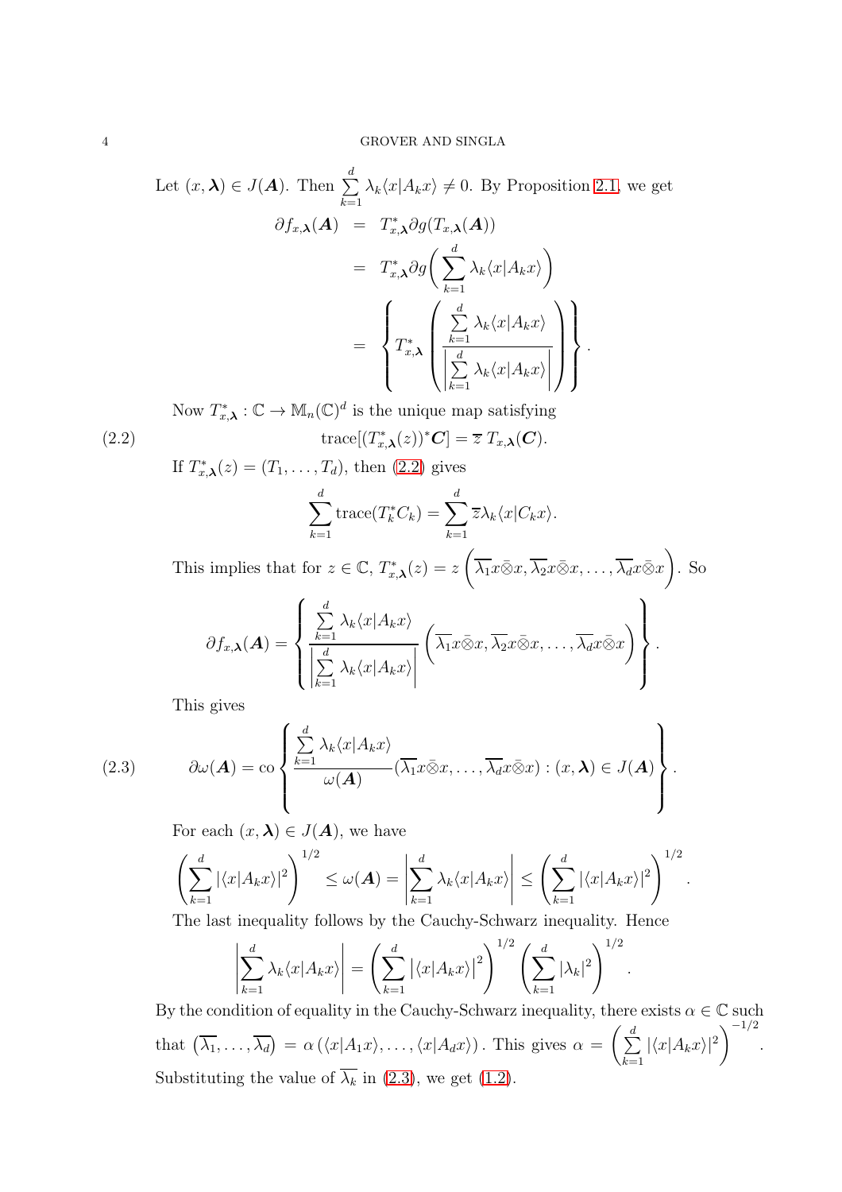Let $(x, \boldsymbol{\lambda}) \in J(\boldsymbol{A})$. Then $\sum\limits_{k=1}^{d} \lambda_k \langle x|A_k x\rangle \neq 0$. By Proposition 2.1, we get

$$
\begin{aligned}
\partial f_{x,\boldsymbol{\lambda}}(\boldsymbol{A}) &= T^*_{x,\boldsymbol{\lambda}} \partial g(T_{x,\boldsymbol{\lambda}}(\boldsymbol{A})) \\
&= T^*_{x,\boldsymbol{\lambda}} \partial g\bigg( \sum_{k=1}^{d} \lambda_k \langle x|A_k x\rangle \bigg) \\
&= \left\{ T^*_{x,\boldsymbol{\lambda}} \left( \frac{\sum\limits_{k=1}^{d} \lambda_k \langle x|A_k x\rangle}{\left| \sum\limits_{k=1}^{d} \lambda_k \langle x|A_k x\rangle \right|} \right) \right\}.
\end{aligned}
$$

Now $T^*_{x,\boldsymbol{\lambda}} : \mathbb{C} \to \mathbb{M}_n(\mathbb{C})^d$ is the unique map satisfying

$$
\operatorname{trace}[(T^*_{x,\boldsymbol{\lambda}}(z))^* \boldsymbol{C}] = \overline{z}\, T_{x,\boldsymbol{\lambda}}(\boldsymbol{C}). \tag{2.2}
$$

If $T^*_{x,\boldsymbol{\lambda}}(z) = (T_1, \ldots, T_d)$, then (2.2) gives

$$
\sum_{k=1}^{d} \operatorname{trace}(T_k^* C_k) = \sum_{k=1}^{d} \overline{z} \lambda_k \langle x|C_k x\rangle.
$$

This implies that for $z \in \mathbb{C}$, $T^*_{x,\boldsymbol{\lambda}}(z) = z\left(\overline{\lambda_1} x \bar{\otimes} x, \overline{\lambda_2} x \bar{\otimes} x, \ldots, \overline{\lambda_d} x \bar{\otimes} x\right)$. So

$$
\partial f_{x,\boldsymbol{\lambda}}(\boldsymbol{A}) = \left\{ \frac{\sum\limits_{k=1}^{d} \lambda_k \langle x|A_k x\rangle}{\left| \sum\limits_{k=1}^{d} \lambda_k \langle x|A_k x\rangle \right|} \left(\overline{\lambda_1} x \bar{\otimes} x, \overline{\lambda_2} x \bar{\otimes} x, \ldots, \overline{\lambda_d} x \bar{\otimes} x\right) \right\}.
$$

This gives

$$
\partial \omega(\boldsymbol{A}) = \operatorname{co} \left\{ \frac{\sum\limits_{k=1}^{d} \lambda_k \langle x|A_k x\rangle}{\omega(\boldsymbol{A})} (\overline{\lambda_1} x \bar{\otimes} x, \ldots, \overline{\lambda_d} x \bar{\otimes} x) : (x, \boldsymbol{\lambda}) \in J(\boldsymbol{A}) \right\}. \tag{2.3}
$$

For each $(x, \boldsymbol{\lambda}) \in J(\boldsymbol{A})$, we have

$$
\left( \sum_{k=1}^{d} |\langle x|A_k x\rangle|^2 \right)^{1/2} \leq \omega(\boldsymbol{A}) = \left| \sum_{k=1}^{d} \lambda_k \langle x|A_k x\rangle \right| \leq \left( \sum_{k=1}^{d} |\langle x|A_k x\rangle|^2 \right)^{1/2}.
$$

The last inequality follows by the Cauchy-Schwarz inequality. Hence

$$
\left| \sum_{k=1}^{d} \lambda_k \langle x|A_k x\rangle \right| = \left( \sum_{k=1}^{d} \left|\langle x|A_k x\rangle\right|^2 \right)^{1/2} \left( \sum_{k=1}^{d} |\lambda_k|^2 \right)^{1/2}.
$$

By the condition of equality in the Cauchy-Schwarz inequality, there exists $\alpha \in \mathbb{C}$ such that $\left(\overline{\lambda_1}, \ldots, \overline{\lambda_d}\right) = \alpha \left(\langle x|A_1 x\rangle, \ldots, \langle x|A_d x\rangle\right)$. This gives $\alpha = \left( \sum\limits_{k=1}^{d} |\langle x|A_k x\rangle|^2 \right)^{-1/2}$. Substituting the value of $\overline{\lambda_k}$ in (2.3), we get (1.2).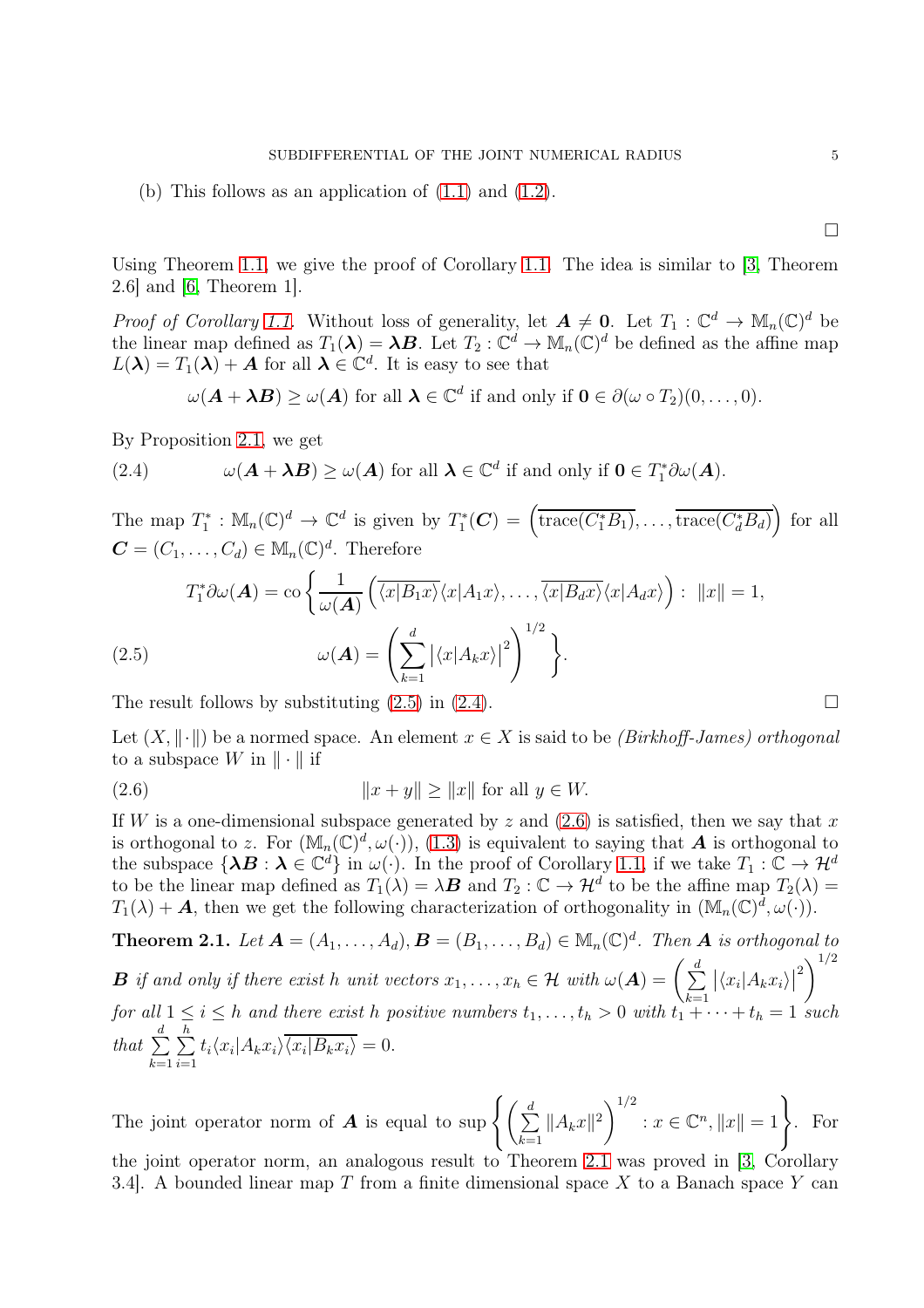(b) This follows as an application of (1.1) and (1.2).

$\square$

Using Theorem 1.1, we give the proof of Corollary 1.1. The idea is similar to [3, Theorem 2.6] and [6, Theorem 1].

*Proof of Corollary 1.1.* Without loss of generality, let $\boldsymbol{A} \neq \mathbf{0}$. Let $T_1 : \mathbb{C}^d \to \mathbb{M}_n(\mathbb{C})^d$ be the linear map defined as $T_1(\boldsymbol{\lambda}) = \boldsymbol{\lambda}\boldsymbol{B}$. Let $T_2 : \mathbb{C}^d \to \mathbb{M}_n(\mathbb{C})^d$ be defined as the affine map $L(\boldsymbol{\lambda}) = T_1(\boldsymbol{\lambda}) + \boldsymbol{A}$ for all $\boldsymbol{\lambda} \in \mathbb{C}^d$. It is easy to see that

$$\omega(\boldsymbol{A} + \boldsymbol{\lambda}\boldsymbol{B}) \geq \omega(\boldsymbol{A}) \text{ for all } \boldsymbol{\lambda} \in \mathbb{C}^d \text{ if and only if } \mathbf{0} \in \partial(\omega \circ T_2)(0, \ldots, 0).$$

By Proposition 2.1, we get

$$\omega(\boldsymbol{A} + \boldsymbol{\lambda}\boldsymbol{B}) \geq \omega(\boldsymbol{A}) \text{ for all } \boldsymbol{\lambda} \in \mathbb{C}^d \text{ if and only if } \mathbf{0} \in T_1^* \partial\omega(\boldsymbol{A}). \tag{2.4}$$

The map $T_1^* : \mathbb{M}_n(\mathbb{C})^d \to \mathbb{C}^d$ is given by $T_1^*(\boldsymbol{C}) = \left(\overline{\operatorname{trace}(C_1^* B_1)}, \ldots, \overline{\operatorname{trace}(C_d^* B_d)}\right)$ for all $\boldsymbol{C} = (C_1, \ldots, C_d) \in \mathbb{M}_n(\mathbb{C})^d$. Therefore

$$T_1^* \partial\omega(\boldsymbol{A}) = \operatorname{co}\left\{ \frac{1}{\omega(\boldsymbol{A})} \left( \overline{\langle x | B_1 x \rangle} \langle x | A_1 x \rangle, \ldots, \overline{\langle x | B_d x \rangle} \langle x | A_d x \rangle \right) : \ \|x\| = 1, \right.$$
$$\left. \omega(\boldsymbol{A}) = \left( \sum_{k=1}^{d} \left| \langle x | A_k x \rangle \right|^2 \right)^{1/2} \right\}. \tag{2.5}$$

The result follows by substituting (2.5) in (2.4). $\square$

Let $(X, \|\cdot\|)$ be a normed space. An element $x \in X$ is said to be *(Birkhoff-James) orthogonal* to a subspace $W$ in $\|\cdot\|$ if

$$\|x + y\| \geq \|x\| \text{ for all } y \in W. \tag{2.6}$$

If $W$ is a one-dimensional subspace generated by $z$ and (2.6) is satisfied, then we say that $x$ is orthogonal to $z$. For $(\mathbb{M}_n(\mathbb{C})^d, \omega(\cdot))$, (1.3) is equivalent to saying that $\boldsymbol{A}$ is orthogonal to the subspace $\{\boldsymbol{\lambda}\boldsymbol{B} : \boldsymbol{\lambda} \in \mathbb{C}^d\}$ in $\omega(\cdot)$. In the proof of Corollary 1.1, if we take $T_1 : \mathbb{C} \to \mathcal{H}^d$ to be the linear map defined as $T_1(\lambda) = \lambda\boldsymbol{B}$ and $T_2 : \mathbb{C} \to \mathcal{H}^d$ to be the affine map $T_2(\lambda) = T_1(\lambda) + \boldsymbol{A}$, then we get the following characterization of orthogonality in $(\mathbb{M}_n(\mathbb{C})^d, \omega(\cdot))$.

**Theorem 2.1.** *Let $\boldsymbol{A} = (A_1, \ldots, A_d), \boldsymbol{B} = (B_1, \ldots, B_d) \in \mathbb{M}_n(\mathbb{C})^d$. Then $\boldsymbol{A}$ is orthogonal to $\boldsymbol{B}$ if and only if there exist $h$ unit vectors $x_1, \ldots, x_h \in \mathcal{H}$ with $\omega(\boldsymbol{A}) = \left( \sum_{k=1}^{d} \left| \langle x_i | A_k x_i \rangle \right|^2 \right)^{1/2}$ for all $1 \leq i \leq h$ and there exist $h$ positive numbers $t_1, \ldots, t_h > 0$ with $t_1 + \cdots + t_h = 1$ such that $\sum_{k=1}^{d} \sum_{i=1}^{h} t_i \langle x_i | A_k x_i \rangle \overline{\langle x_i | B_k x_i \rangle} = 0$.*

The joint operator norm of $\boldsymbol{A}$ is equal to $\sup \left\{ \left( \sum_{k=1}^{d} \|A_k x\|^2 \right)^{1/2} : x \in \mathbb{C}^n, \|x\| = 1 \right\}$. For the joint operator norm, an analogous result to Theorem 2.1 was proved in [3, Corollary 3.4]. A bounded linear map $T$ from a finite dimensional space $X$ to a Banach space $Y$ can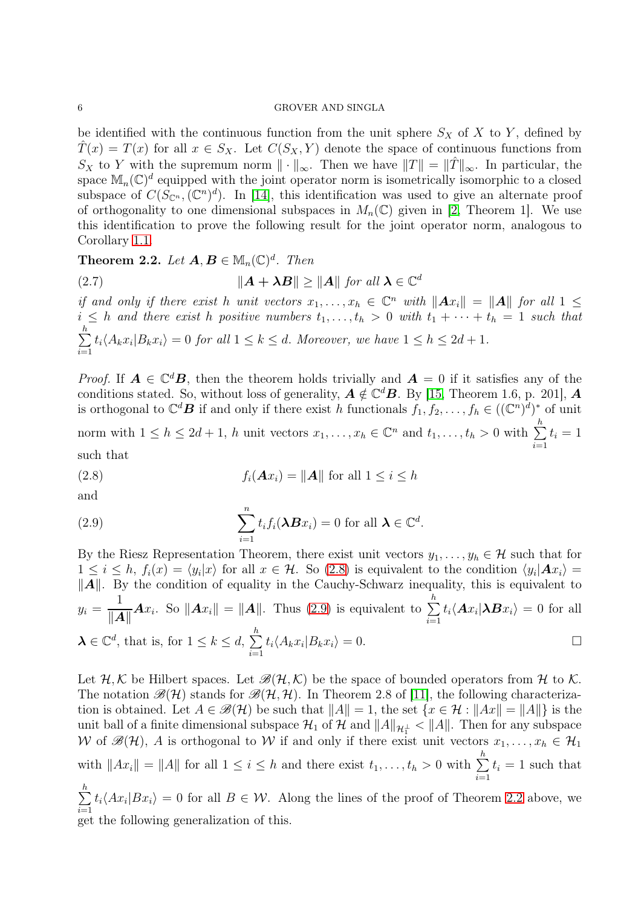be identified with the continuous function from the unit sphere $S_X$ of $X$ to $Y$, defined by $\hat{T}(x) = T(x)$ for all $x \in S_X$. Let $C(S_X, Y)$ denote the space of continuous functions from $S_X$ to $Y$ with the supremum norm $\|\cdot\|_\infty$. Then we have $\|T\| = \|\hat{T}\|_\infty$. In particular, the space $\mathbb{M}_n(\mathbb{C})^d$ equipped with the joint operator norm is isometrically isomorphic to a closed subspace of $C(S_{\mathbb{C}^n}, (\mathbb{C}^n)^d)$. In [14], this identification was used to give an alternate proof of orthogonality to one dimensional subspaces in $M_n(\mathbb{C})$ given in [2, Theorem 1]. We use this identification to prove the following result for the joint operator norm, analogous to Corollary 1.1.

**Theorem 2.2.** *Let $\boldsymbol{A}, \boldsymbol{B} \in \mathbb{M}_n(\mathbb{C})^d$. Then*

$$\|\boldsymbol{A} + \boldsymbol{\lambda}\boldsymbol{B}\| \geq \|\boldsymbol{A}\| \text{ for all } \boldsymbol{\lambda} \in \mathbb{C}^d \tag{2.7}$$

*if and only if there exist $h$ unit vectors $x_1, \ldots, x_h \in \mathbb{C}^n$ with $\|\boldsymbol{A}x_i\| = \|\boldsymbol{A}\|$ for all $1 \leq i \leq h$ and there exist $h$ positive numbers $t_1, \ldots, t_h > 0$ with $t_1 + \cdots + t_h = 1$ such that $\sum_{i=1}^{h} t_i \langle A_k x_i | B_k x_i \rangle = 0$ for all $1 \leq k \leq d$. Moreover, we have $1 \leq h \leq 2d+1$.*

*Proof.* If $\boldsymbol{A} \in \mathbb{C}^d\boldsymbol{B}$, then the theorem holds trivially and $\boldsymbol{A} = 0$ if it satisfies any of the conditions stated. So, without loss of generality, $\boldsymbol{A} \notin \mathbb{C}^d\boldsymbol{B}$. By [15, Theorem 1.6, p. 201], $\boldsymbol{A}$ is orthogonal to $\mathbb{C}^d\boldsymbol{B}$ if and only if there exist $h$ functionals $f_1, f_2, \ldots, f_h \in ((\mathbb{C}^n)^d)^*$ of unit norm with $1 \leq h \leq 2d+1$, $h$ unit vectors $x_1, \ldots, x_h \in \mathbb{C}^n$ and $t_1, \ldots, t_h > 0$ with $\sum_{i=1}^{h} t_i = 1$ such that

$$f_i(\boldsymbol{A}x_i) = \|\boldsymbol{A}\| \text{ for all } 1 \leq i \leq h \tag{2.8}$$

and

$$\sum_{i=1}^{n} t_i f_i(\boldsymbol{\lambda}\boldsymbol{B}x_i) = 0 \text{ for all } \boldsymbol{\lambda} \in \mathbb{C}^d. \tag{2.9}$$

By the Riesz Representation Theorem, there exist unit vectors $y_1, \ldots, y_h \in \mathcal{H}$ such that for $1 \leq i \leq h$, $f_i(x) = \langle y_i | x \rangle$ for all $x \in \mathcal{H}$. So (2.8) is equivalent to the condition $\langle y_i | \boldsymbol{A}x_i \rangle = \|\boldsymbol{A}\|$. By the condition of equality in the Cauchy-Schwarz inequality, this is equivalent to $y_i = \dfrac{1}{\|\boldsymbol{A}\|}\boldsymbol{A}x_i$. So $\|\boldsymbol{A}x_i\| = \|\boldsymbol{A}\|$. Thus (2.9) is equivalent to $\sum_{i=1}^{h} t_i \langle \boldsymbol{A}x_i | \boldsymbol{\lambda}\boldsymbol{B}x_i \rangle = 0$ for all $\boldsymbol{\lambda} \in \mathbb{C}^d$, that is, for $1 \leq k \leq d$, $\sum_{i=1}^{h} t_i \langle A_k x_i | B_k x_i \rangle = 0$. ∎

Let $\mathcal{H}, \mathcal{K}$ be Hilbert spaces. Let $\mathscr{B}(\mathcal{H}, \mathcal{K})$ be the space of bounded operators from $\mathcal{H}$ to $\mathcal{K}$. The notation $\mathscr{B}(\mathcal{H})$ stands for $\mathscr{B}(\mathcal{H}, \mathcal{H})$. In Theorem 2.8 of [11], the following characterization is obtained. Let $A \in \mathscr{B}(\mathcal{H})$ be such that $\|A\| = 1$, the set $\{x \in \mathcal{H} : \|Ax\| = \|A\|\}$ is the unit ball of a finite dimensional subspace $\mathcal{H}_1$ of $\mathcal{H}$ and $\|A\|_{\mathcal{H}_1^\perp} < \|A\|$. Then for any subspace $\mathcal{W}$ of $\mathscr{B}(\mathcal{H})$, $A$ is orthogonal to $\mathcal{W}$ if and only if there exist unit vectors $x_1, \ldots, x_h \in \mathcal{H}_1$ with $\|Ax_i\| = \|A\|$ for all $1 \leq i \leq h$ and there exist $t_1, \ldots, t_h > 0$ with $\sum_{i=1}^{h} t_i = 1$ such that $\sum_{i=1}^{h} t_i \langle Ax_i | Bx_i \rangle = 0$ for all $B \in \mathcal{W}$. Along the lines of the proof of Theorem 2.2 above, we get the following generalization of this.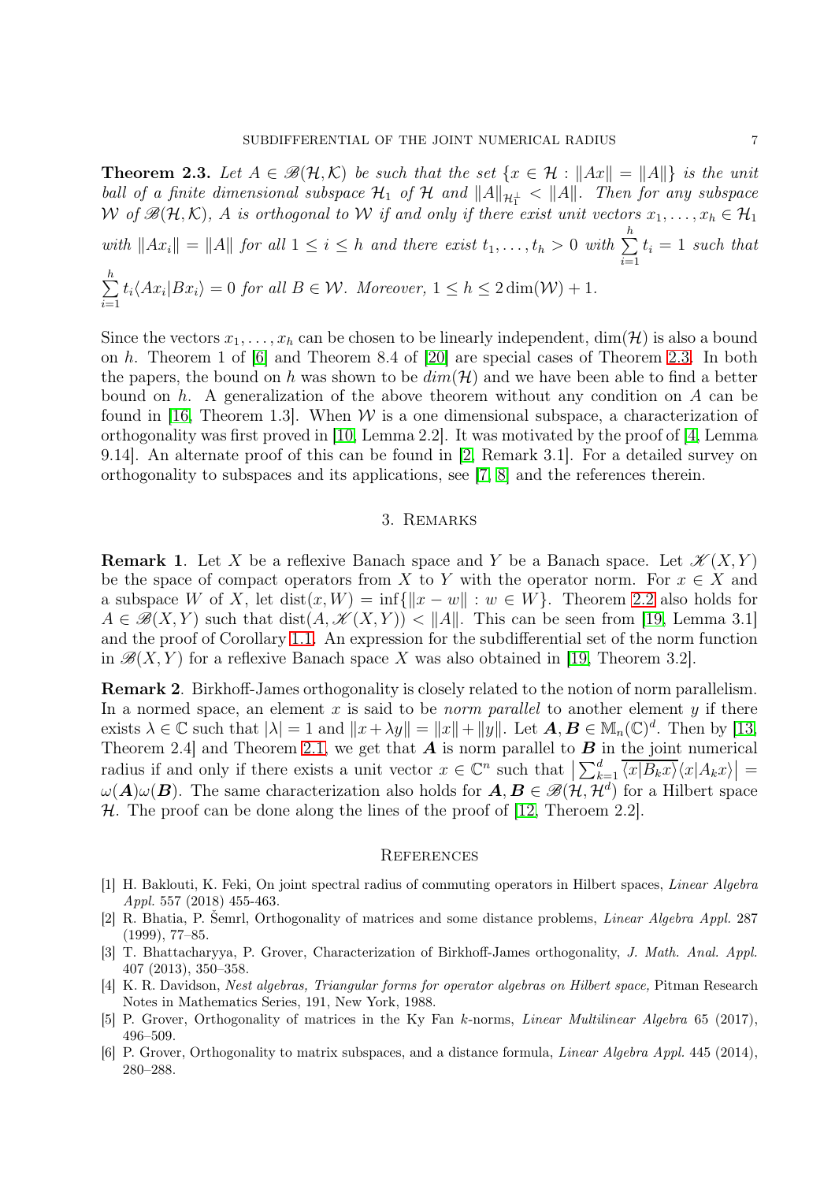**Theorem 2.3.** *Let $A \in \mathscr{B}(\mathcal{H}, \mathcal{K})$ be such that the set $\{x \in \mathcal{H} : \|Ax\| = \|A\|\}$ is the unit ball of a finite dimensional subspace $\mathcal{H}_1$ of $\mathcal{H}$ and $\|A\|_{\mathcal{H}_1^\perp} < \|A\|$. Then for any subspace $\mathcal{W}$ of $\mathscr{B}(\mathcal{H}, \mathcal{K})$, $A$ is orthogonal to $\mathcal{W}$ if and only if there exist unit vectors $x_1, \ldots, x_h \in \mathcal{H}_1$ with $\|Ax_i\| = \|A\|$ for all $1 \leq i \leq h$ and there exist $t_1, \ldots, t_h > 0$ with $\sum_{i=1}^{h} t_i = 1$ such that $\sum_{i=1}^{h} t_i \langle Ax_i | Bx_i \rangle = 0$ for all $B \in \mathcal{W}$. Moreover, $1 \leq h \leq 2\dim(\mathcal{W}) + 1$.*

Since the vectors $x_1, \ldots, x_h$ can be chosen to be linearly independent, $\dim(\mathcal{H})$ is also a bound on $h$. Theorem 1 of [6] and Theorem 8.4 of [20] are special cases of Theorem 2.3. In both the papers, the bound on $h$ was shown to be $dim(\mathcal{H})$ and we have been able to find a better bound on $h$. A generalization of the above theorem without any condition on $A$ can be found in [16, Theorem 1.3]. When $\mathcal{W}$ is a one dimensional subspace, a characterization of orthogonality was first proved in [10, Lemma 2.2]. It was motivated by the proof of [4, Lemma 9.14]. An alternate proof of this can be found in [2, Remark 3.1]. For a detailed survey on orthogonality to subspaces and its applications, see [7, 8] and the references therein.

## 3. Remarks

**Remark 1**. Let $X$ be a reflexive Banach space and $Y$ be a Banach space. Let $\mathscr{K}(X, Y)$ be the space of compact operators from $X$ to $Y$ with the operator norm. For $x \in X$ and a subspace $W$ of $X$, let $\text{dist}(x, W) = \inf\{\|x - w\| : w \in W\}$. Theorem 2.2 also holds for $A \in \mathscr{B}(X, Y)$ such that $\text{dist}(A, \mathscr{K}(X, Y)) < \|A\|$. This can be seen from [19, Lemma 3.1] and the proof of Corollary 1.1. An expression for the subdifferential set of the norm function in $\mathscr{B}(X, Y)$ for a reflexive Banach space $X$ was also obtained in [19, Theorem 3.2].

**Remark 2**. Birkhoff-James orthogonality is closely related to the notion of norm parallelism. In a normed space, an element $x$ is said to be *norm parallel* to another element $y$ if there exists $\lambda \in \mathbb{C}$ such that $|\lambda| = 1$ and $\|x + \lambda y\| = \|x\| + \|y\|$. Let $\boldsymbol{A}, \boldsymbol{B} \in \mathbb{M}_n(\mathbb{C})^d$. Then by [13, Theorem 2.4] and Theorem 2.1, we get that $\boldsymbol{A}$ is norm parallel to $\boldsymbol{B}$ in the joint numerical radius if and only if there exists a unit vector $x \in \mathbb{C}^n$ such that $\left|\sum_{k=1}^{d} \overline{\langle x | B_k x\rangle} \langle x | A_k x\rangle\right| = \omega(\boldsymbol{A})\omega(\boldsymbol{B})$. The same characterization also holds for $\boldsymbol{A}, \boldsymbol{B} \in \mathscr{B}(\mathcal{H}, \mathcal{H}^d)$ for a Hilbert space $\mathcal{H}$. The proof can be done along the lines of the proof of [12, Theroem 2.2].

## References

[1] H. Baklouti, K. Feki, On joint spectral radius of commuting operators in Hilbert spaces, *Linear Algebra Appl.* 557 (2018) 455-463.

[2] R. Bhatia, P. Šemrl, Orthogonality of matrices and some distance problems, *Linear Algebra Appl.* 287 (1999), 77–85.

[3] T. Bhattacharyya, P. Grover, Characterization of Birkhoff-James orthogonality, *J. Math. Anal. Appl.* 407 (2013), 350–358.

[4] K. R. Davidson, *Nest algebras, Triangular forms for operator algebras on Hilbert space,* Pitman Research Notes in Mathematics Series, 191, New York, 1988.

[5] P. Grover, Orthogonality of matrices in the Ky Fan $k$-norms, *Linear Multilinear Algebra* 65 (2017), 496–509.

[6] P. Grover, Orthogonality to matrix subspaces, and a distance formula, *Linear Algebra Appl.* 445 (2014), 280–288.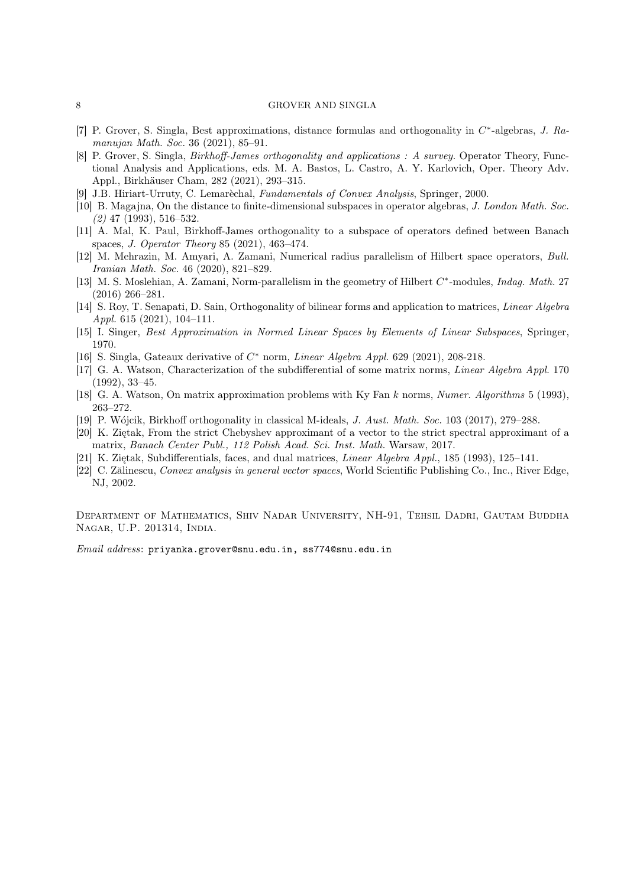[7] P. Grover, S. Singla, Best approximations, distance formulas and orthogonality in $C^*$-algebras, *J. Ramanujan Math. Soc.* 36 (2021), 85–91.

[8] P. Grover, S. Singla, *Birkhoff-James orthogonality and applications : A survey.* Operator Theory, Functional Analysis and Applications, eds. M. A. Bastos, L. Castro, A. Y. Karlovich, Oper. Theory Adv. Appl., Birkhäuser Cham, 282 (2021), 293–315.

[9] J.B. Hiriart-Urruty, C. Lemarèchal, *Fundamentals of Convex Analysis*, Springer, 2000.

[10] B. Magajna, On the distance to finite-dimensional subspaces in operator algebras, *J. London Math. Soc. (2)* 47 (1993), 516–532.

[11] A. Mal, K. Paul, Birkhoff-James orthogonality to a subspace of operators defined between Banach spaces, *J. Operator Theory* 85 (2021), 463–474.

[12] M. Mehrazin, M. Amyari, A. Zamani, Numerical radius parallelism of Hilbert space operators, *Bull. Iranian Math. Soc.* 46 (2020), 821–829.

[13] M. S. Moslehian, A. Zamani, Norm-parallelism in the geometry of Hilbert $C^*$-modules, *Indag. Math.* 27 (2016) 266–281.

[14] S. Roy, T. Senapati, D. Sain, Orthogonality of bilinear forms and application to matrices, *Linear Algebra Appl.* 615 (2021), 104–111.

[15] I. Singer, *Best Approximation in Normed Linear Spaces by Elements of Linear Subspaces*, Springer, 1970.

[16] S. Singla, Gateaux derivative of $C^*$ norm, *Linear Algebra Appl.* 629 (2021), 208-218.

[17] G. A. Watson, Characterization of the subdifferential of some matrix norms, *Linear Algebra Appl.* 170 (1992), 33–45.

[18] G. A. Watson, On matrix approximation problems with Ky Fan $k$ norms, *Numer. Algorithms* 5 (1993), 263–272.

[19] P. Wójcik, Birkhoff orthogonality in classical M-ideals, *J. Aust. Math. Soc.* 103 (2017), 279–288.

[20] K. Ziętak, From the strict Chebyshev approximant of a vector to the strict spectral approximant of a matrix, *Banach Center Publ., 112 Polish Acad. Sci. Inst. Math.* Warsaw, 2017.

[21] K. Ziętak, Subdifferentials, faces, and dual matrices, *Linear Algebra Appl.*, 185 (1993), 125–141.

[22] C. Zălinescu, *Convex analysis in general vector spaces*, World Scientific Publishing Co., Inc., River Edge, NJ, 2002.

Department of Mathematics, Shiv Nadar University, NH-91, Tehsil Dadri, Gautam Buddha Nagar, U.P. 201314, India.

*Email address*: priyanka.grover@snu.edu.in, ss774@snu.edu.in